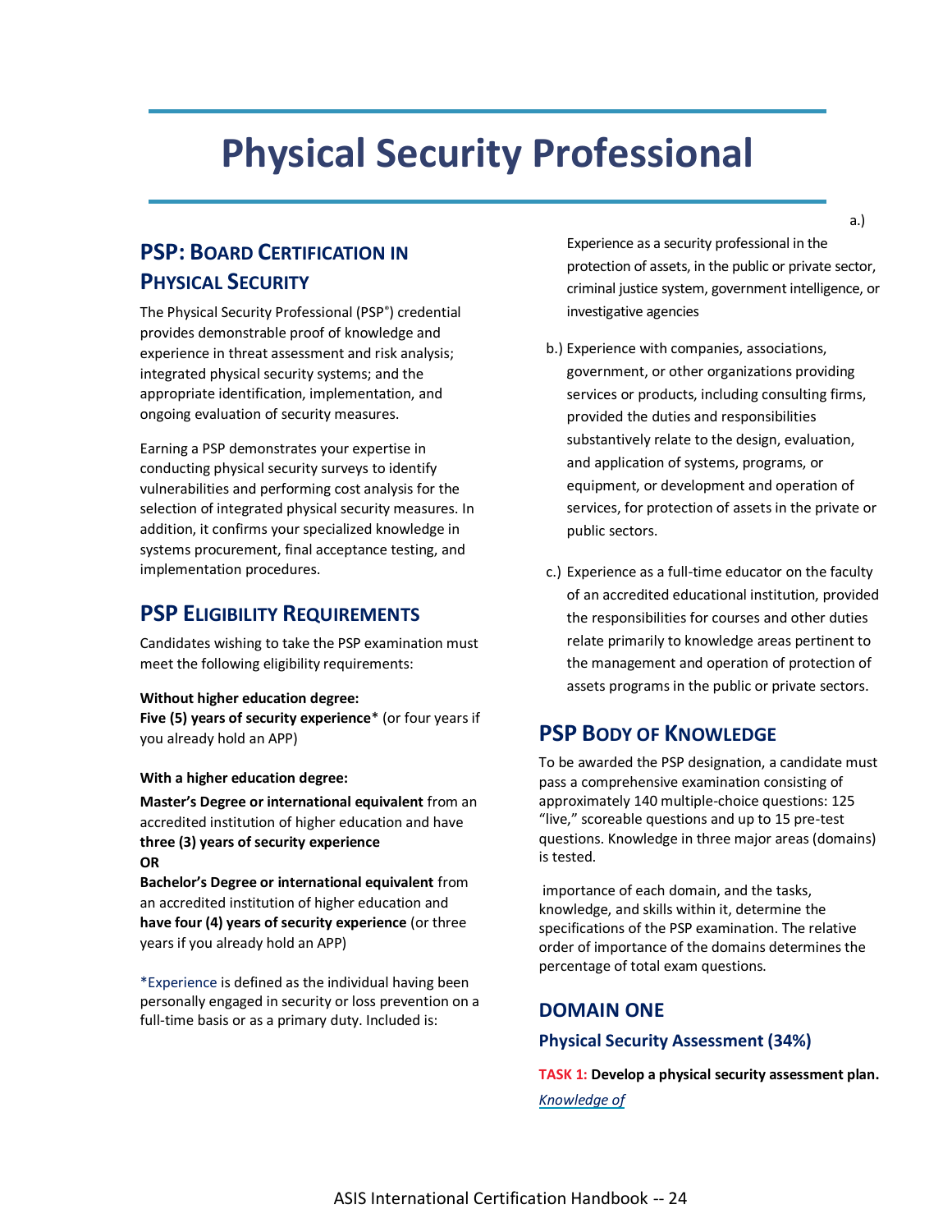# Physical Security Professional

## PSP: Board Certification in Physical Security

The Physical Security Professional (PSP®) credential provides demonstrable proof of knowledge and experience in threat assessment and risk analysis; integrated physical security systems; and the appropriate identification, implementation, and ongoing evaluation of security measures.

Earning a PSP demonstrates your expertise in conducting physical security surveys to identify vulnerabilities and performing cost analysis for the selection of integrated physical security measures. In addition, it confirms your specialized knowledge in systems procurement, final acceptance testing, and implementation procedures.

## PSP Eligibility Requirements

Candidates wishing to take the PSP examination must meet the following eligibility requirements:

**Without higher education degree:**
**Five (5) years of security experience*** (or four years if you already hold an APP)

**With a higher education degree:**

**Master's Degree or international equivalent** from an accredited institution of higher education and have **three (3) years of security experience**
**OR**
**Bachelor's Degree or international equivalent** from an accredited institution of higher education and **have four (4) years of security experience** (or three years if you already hold an APP)

*Experience is defined as the individual having been personally engaged in security or loss prevention on a full-time basis or as a primary duty. Included is:

a.) Experience as a security professional in the protection of assets, in the public or private sector, criminal justice system, government intelligence, or investigative agencies

b.) Experience with companies, associations, government, or other organizations providing services or products, including consulting firms, provided the duties and responsibilities substantively relate to the design, evaluation, and application of systems, programs, or equipment, or development and operation of services, for protection of assets in the private or public sectors.

c.) Experience as a full-time educator on the faculty of an accredited educational institution, provided the responsibilities for courses and other duties relate primarily to knowledge areas pertinent to the management and operation of protection of assets programs in the public or private sectors.

## PSP Body of Knowledge

To be awarded the PSP designation, a candidate must pass a comprehensive examination consisting of approximately 140 multiple-choice questions: 125 "live," scoreable questions and up to 15 pre-test questions. Knowledge in three major areas (domains) is tested.

importance of each domain, and the tasks, knowledge, and skills within it, determine the specifications of the PSP examination. The relative order of importance of the domains determines the percentage of total exam questions.

### DOMAIN ONE

#### Physical Security Assessment (34%)

**TASK 1: Develop a physical security assessment plan.**

*Knowledge of*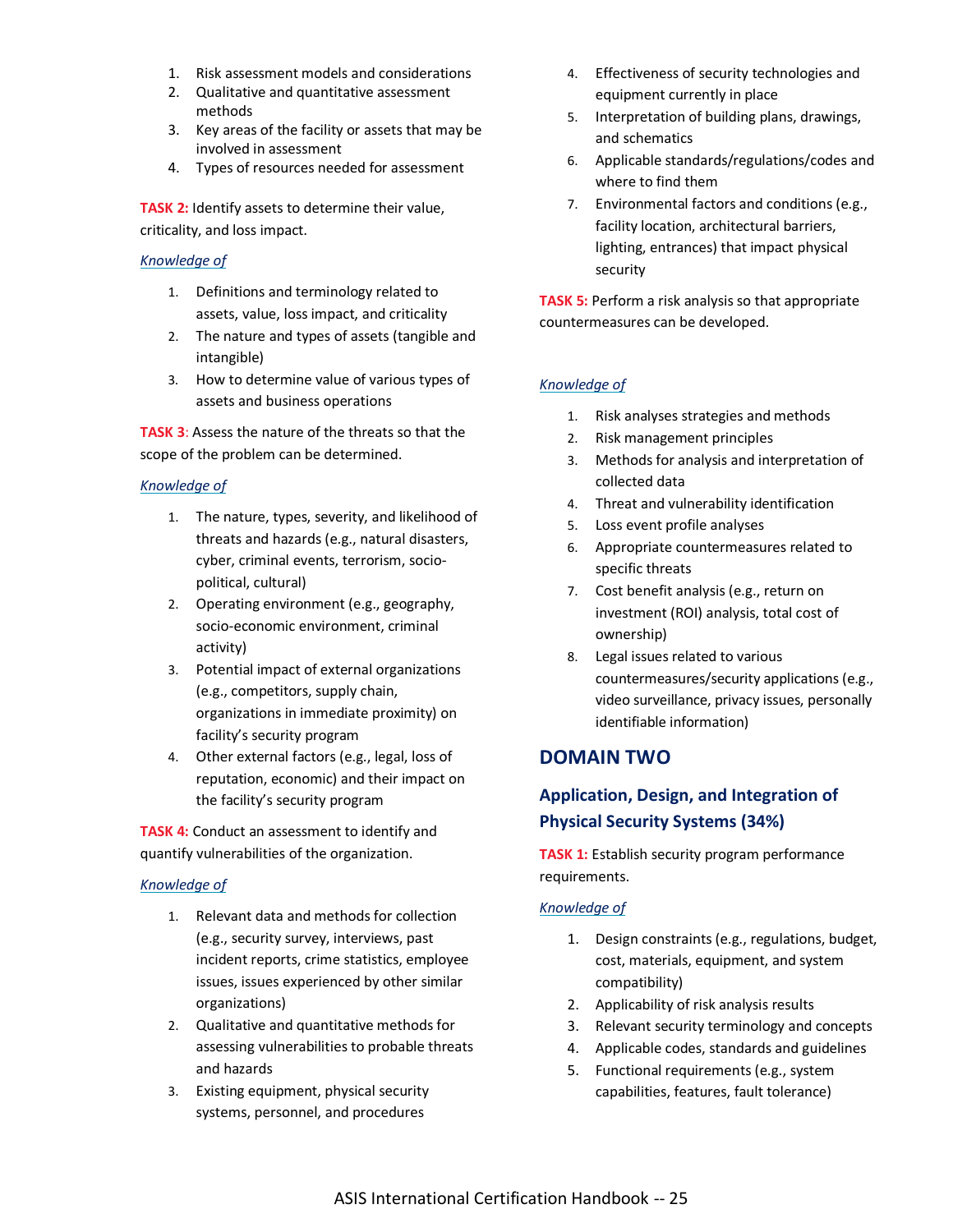1. Risk assessment models and considerations
2. Qualitative and quantitative assessment methods
3. Key areas of the facility or assets that may be involved in assessment
4. Types of resources needed for assessment

**TASK 2:** Identify assets to determine their value, criticality, and loss impact.

*Knowledge of*

1. Definitions and terminology related to assets, value, loss impact, and criticality
2. The nature and types of assets (tangible and intangible)
3. How to determine value of various types of assets and business operations

**TASK 3**: Assess the nature of the threats so that the scope of the problem can be determined.

*Knowledge of*

1. The nature, types, severity, and likelihood of threats and hazards (e.g., natural disasters, cyber, criminal events, terrorism, socio-political, cultural)
2. Operating environment (e.g., geography, socio-economic environment, criminal activity)
3. Potential impact of external organizations (e.g., competitors, supply chain, organizations in immediate proximity) on facility's security program
4. Other external factors (e.g., legal, loss of reputation, economic) and their impact on the facility's security program

**TASK 4:** Conduct an assessment to identify and quantify vulnerabilities of the organization.

*Knowledge of*

1. Relevant data and methods for collection (e.g., security survey, interviews, past incident reports, crime statistics, employee issues, issues experienced by other similar organizations)
2. Qualitative and quantitative methods for assessing vulnerabilities to probable threats and hazards
3. Existing equipment, physical security systems, personnel, and procedures
4. Effectiveness of security technologies and equipment currently in place
5. Interpretation of building plans, drawings, and schematics
6. Applicable standards/regulations/codes and where to find them
7. Environmental factors and conditions (e.g., facility location, architectural barriers, lighting, entrances) that impact physical security

**TASK 5:** Perform a risk analysis so that appropriate countermeasures can be developed.

*Knowledge of*

1. Risk analyses strategies and methods
2. Risk management principles
3. Methods for analysis and interpretation of collected data
4. Threat and vulnerability identification
5. Loss event profile analyses
6. Appropriate countermeasures related to specific threats
7. Cost benefit analysis (e.g., return on investment (ROI) analysis, total cost of ownership)
8. Legal issues related to various countermeasures/security applications (e.g., video surveillance, privacy issues, personally identifiable information)

## DOMAIN TWO

### Application, Design, and Integration of Physical Security Systems (34%)

**TASK 1:** Establish security program performance requirements.

*Knowledge of*

1. Design constraints (e.g., regulations, budget, cost, materials, equipment, and system compatibility)
2. Applicability of risk analysis results
3. Relevant security terminology and concepts
4. Applicable codes, standards and guidelines
5. Functional requirements (e.g., system capabilities, features, fault tolerance)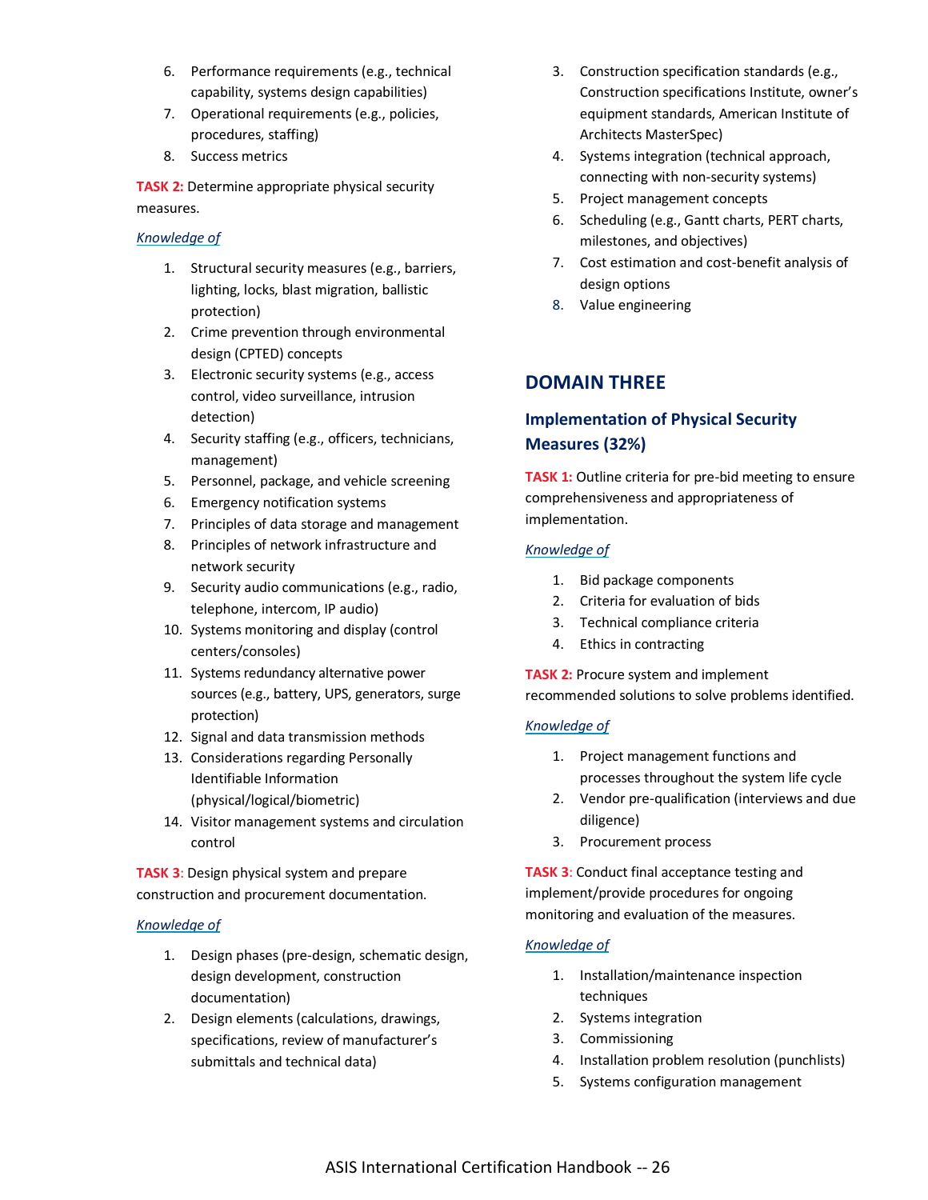6. Performance requirements (e.g., technical capability, systems design capabilities)
7. Operational requirements (e.g., policies, procedures, staffing)
8. Success metrics

**TASK 2:** Determine appropriate physical security measures.

*Knowledge of*

1. Structural security measures (e.g., barriers, lighting, locks, blast migration, ballistic protection)
2. Crime prevention through environmental design (CPTED) concepts
3. Electronic security systems (e.g., access control, video surveillance, intrusion detection)
4. Security staffing (e.g., officers, technicians, management)
5. Personnel, package, and vehicle screening
6. Emergency notification systems
7. Principles of data storage and management
8. Principles of network infrastructure and network security
9. Security audio communications (e.g., radio, telephone, intercom, IP audio)
10. Systems monitoring and display (control centers/consoles)
11. Systems redundancy alternative power sources (e.g., battery, UPS, generators, surge protection)
12. Signal and data transmission methods
13. Considerations regarding Personally Identifiable Information (physical/logical/biometric)
14. Visitor management systems and circulation control

**TASK 3**: Design physical system and prepare construction and procurement documentation.

*Knowledge of*

1. Design phases (pre-design, schematic design, design development, construction documentation)
2. Design elements (calculations, drawings, specifications, review of manufacturer's submittals and technical data)
3. Construction specification standards (e.g., Construction specifications Institute, owner's equipment standards, American Institute of Architects MasterSpec)
4. Systems integration (technical approach, connecting with non-security systems)
5. Project management concepts
6. Scheduling (e.g., Gantt charts, PERT charts, milestones, and objectives)
7. Cost estimation and cost-benefit analysis of design options
8. Value engineering

## DOMAIN THREE

### Implementation of Physical Security Measures (32%)

**TASK 1:** Outline criteria for pre-bid meeting to ensure comprehensiveness and appropriateness of implementation.

*Knowledge of*

1. Bid package components
2. Criteria for evaluation of bids
3. Technical compliance criteria
4. Ethics in contracting

**TASK 2:** Procure system and implement recommended solutions to solve problems identified.

*Knowledge of*

1. Project management functions and processes throughout the system life cycle
2. Vendor pre-qualification (interviews and due diligence)
3. Procurement process

**TASK 3**: Conduct final acceptance testing and implement/provide procedures for ongoing monitoring and evaluation of the measures.

*Knowledge of*

1. Installation/maintenance inspection techniques
2. Systems integration
3. Commissioning
4. Installation problem resolution (punchlists)
5. Systems configuration management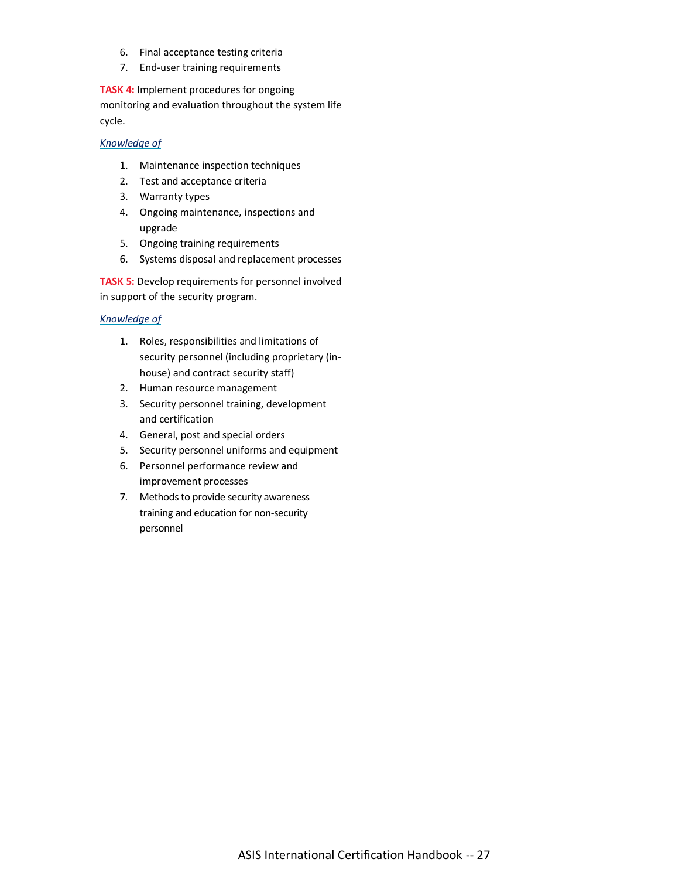6. Final acceptance testing criteria
7. End-user training requirements

**TASK 4:** Implement procedures for ongoing monitoring and evaluation throughout the system life cycle.

*Knowledge of*

1. Maintenance inspection techniques
2. Test and acceptance criteria
3. Warranty types
4. Ongoing maintenance, inspections and upgrade
5. Ongoing training requirements
6. Systems disposal and replacement processes

**TASK 5:** Develop requirements for personnel involved in support of the security program.

*Knowledge of*

1. Roles, responsibilities and limitations of security personnel (including proprietary (in-house) and contract security staff)
2. Human resource management
3. Security personnel training, development and certification
4. General, post and special orders
5. Security personnel uniforms and equipment
6. Personnel performance review and improvement processes
7. Methods to provide security awareness training and education for non-security personnel